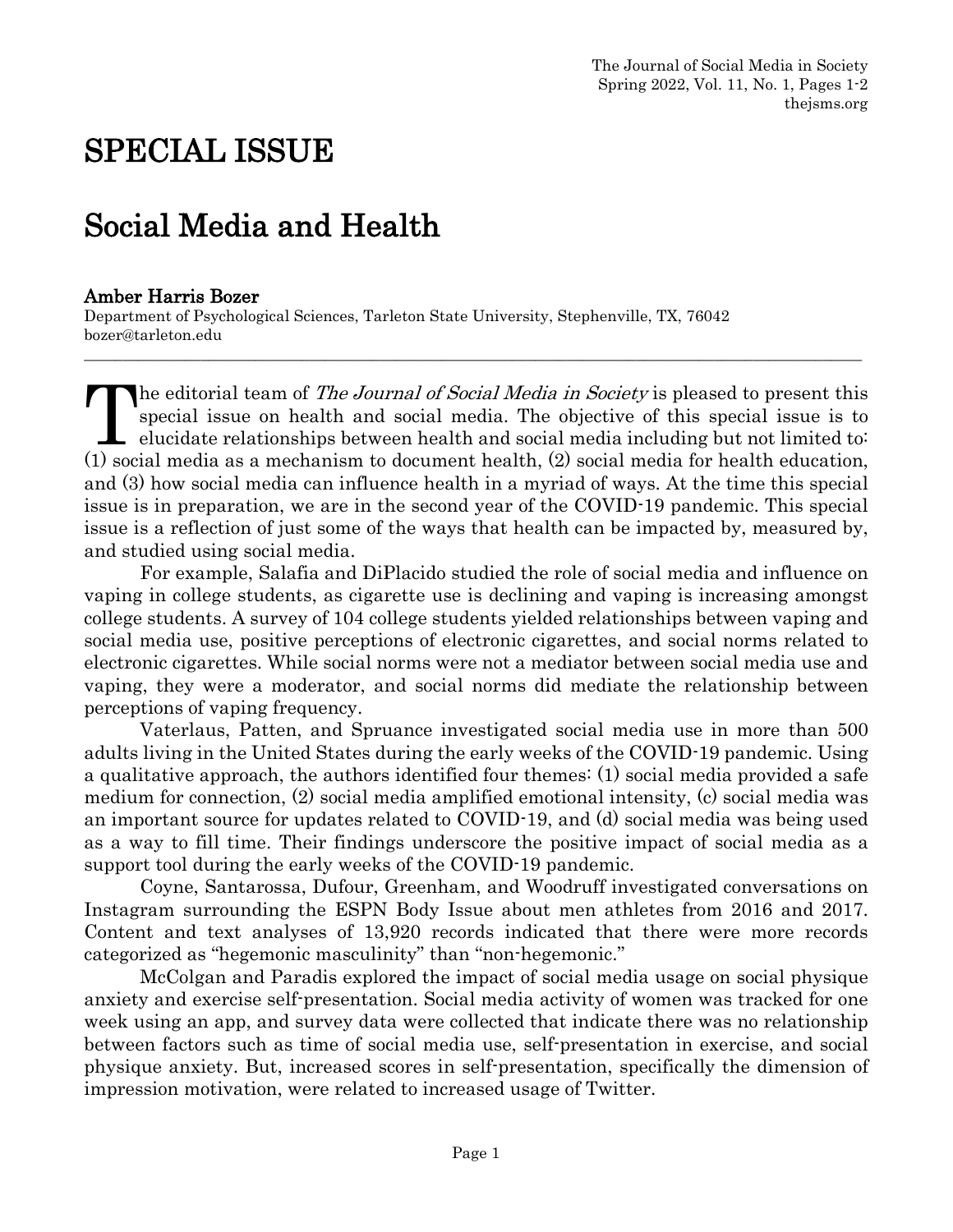# SPECIAL ISSUE

# Social Media and Health

**Amber Harris Bozer**

Department of Psychological Sciences, Tarleton State University, Stephenville, TX, 76042
bozer@tarleton.edu

---

The editorial team of *The Journal of Social Media in Society* is pleased to present this special issue on health and social media. The objective of this special issue is to elucidate relationships between health and social media including but not limited to: (1) social media as a mechanism to document health, (2) social media for health education, and (3) how social media can influence health in a myriad of ways. At the time this special issue is in preparation, we are in the second year of the COVID-19 pandemic. This special issue is a reflection of just some of the ways that health can be impacted by, measured by, and studied using social media.

For example, Salafia and DiPlacido studied the role of social media and influence on vaping in college students, as cigarette use is declining and vaping is increasing amongst college students. A survey of 104 college students yielded relationships between vaping and social media use, positive perceptions of electronic cigarettes, and social norms related to electronic cigarettes. While social norms were not a mediator between social media use and vaping, they were a moderator, and social norms did mediate the relationship between perceptions of vaping frequency.

Vaterlaus, Patten, and Spruance investigated social media use in more than 500 adults living in the United States during the early weeks of the COVID-19 pandemic. Using a qualitative approach, the authors identified four themes: (1) social media provided a safe medium for connection, (2) social media amplified emotional intensity, (c) social media was an important source for updates related to COVID-19, and (d) social media was being used as a way to fill time. Their findings underscore the positive impact of social media as a support tool during the early weeks of the COVID-19 pandemic.

Coyne, Santarossa, Dufour, Greenham, and Woodruff investigated conversations on Instagram surrounding the ESPN Body Issue about men athletes from 2016 and 2017. Content and text analyses of 13,920 records indicated that there were more records categorized as "hegemonic masculinity" than "non-hegemonic."

McColgan and Paradis explored the impact of social media usage on social physique anxiety and exercise self-presentation. Social media activity of women was tracked for one week using an app, and survey data were collected that indicate there was no relationship between factors such as time of social media use, self-presentation in exercise, and social physique anxiety. But, increased scores in self-presentation, specifically the dimension of impression motivation, were related to increased usage of Twitter.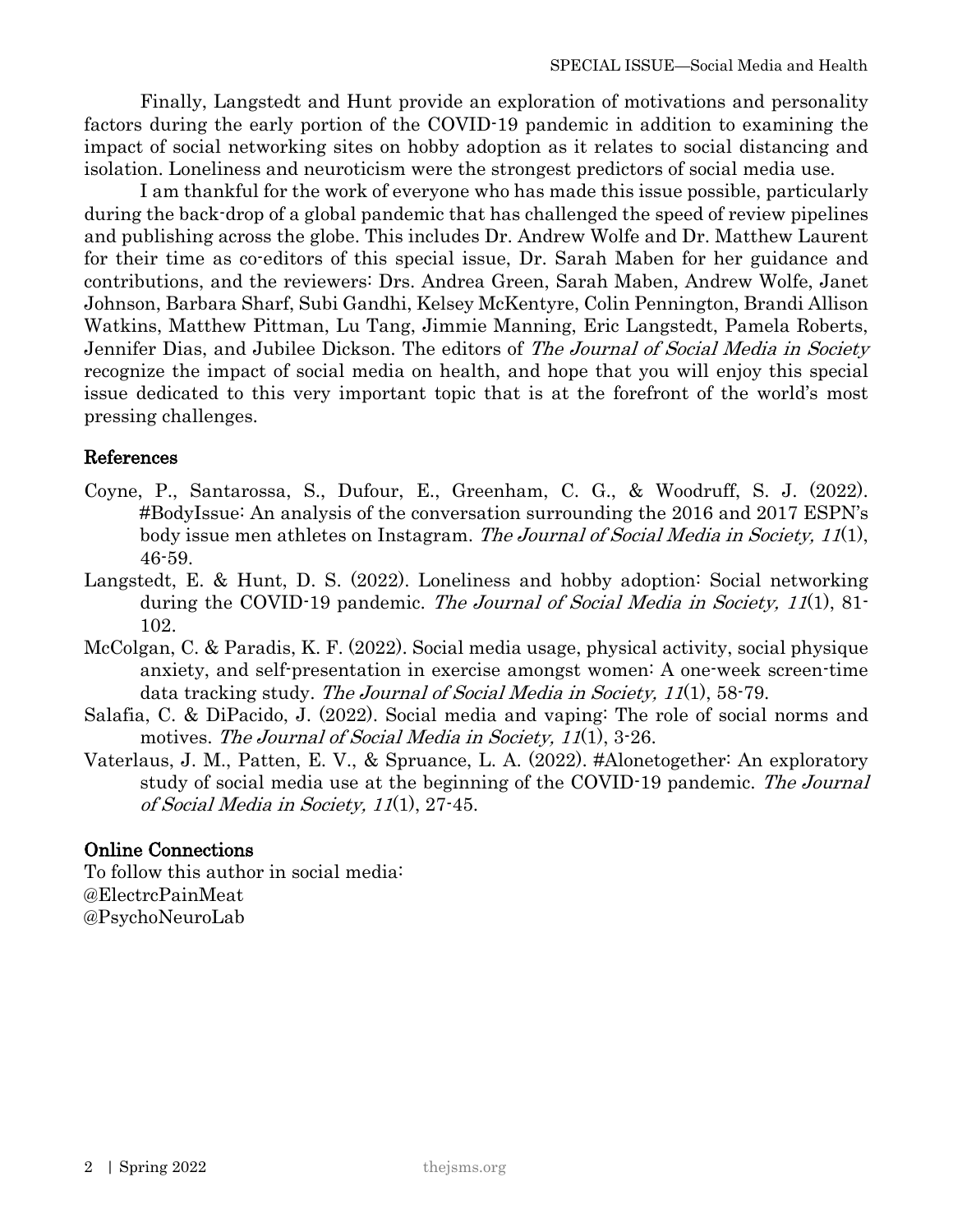Finally, Langstedt and Hunt provide an exploration of motivations and personality factors during the early portion of the COVID-19 pandemic in addition to examining the impact of social networking sites on hobby adoption as it relates to social distancing and isolation. Loneliness and neuroticism were the strongest predictors of social media use.

I am thankful for the work of everyone who has made this issue possible, particularly during the back-drop of a global pandemic that has challenged the speed of review pipelines and publishing across the globe. This includes Dr. Andrew Wolfe and Dr. Matthew Laurent for their time as co-editors of this special issue, Dr. Sarah Maben for her guidance and contributions, and the reviewers: Drs. Andrea Green, Sarah Maben, Andrew Wolfe, Janet Johnson, Barbara Sharf, Subi Gandhi, Kelsey McKentyre, Colin Pennington, Brandi Allison Watkins, Matthew Pittman, Lu Tang, Jimmie Manning, Eric Langstedt, Pamela Roberts, Jennifer Dias, and Jubilee Dickson. The editors of *The Journal of Social Media in Society* recognize the impact of social media on health, and hope that you will enjoy this special issue dedicated to this very important topic that is at the forefront of the world's most pressing challenges.

## References

Coyne, P., Santarossa, S., Dufour, E., Greenham, C. G., & Woodruff, S. J. (2022). #BodyIssue: An analysis of the conversation surrounding the 2016 and 2017 ESPN's body issue men athletes on Instagram. *The Journal of Social Media in Society, 11*(1), 46-59.

Langstedt, E. & Hunt, D. S. (2022). Loneliness and hobby adoption: Social networking during the COVID-19 pandemic. *The Journal of Social Media in Society, 11*(1), 81-102.

McColgan, C. & Paradis, K. F. (2022). Social media usage, physical activity, social physique anxiety, and self-presentation in exercise amongst women: A one-week screen-time data tracking study. *The Journal of Social Media in Society, 11*(1), 58-79.

Salafia, C. & DiPacido, J. (2022). Social media and vaping: The role of social norms and motives. *The Journal of Social Media in Society, 11*(1), 3-26.

Vaterlaus, J. M., Patten, E. V., & Spruance, L. A. (2022). #Alonetogether: An exploratory study of social media use at the beginning of the COVID-19 pandemic. *The Journal of Social Media in Society, 11*(1), 27-45.

## Online Connections

To follow this author in social media:
@ElectrcPainMeat
@PsychoNeuroLab